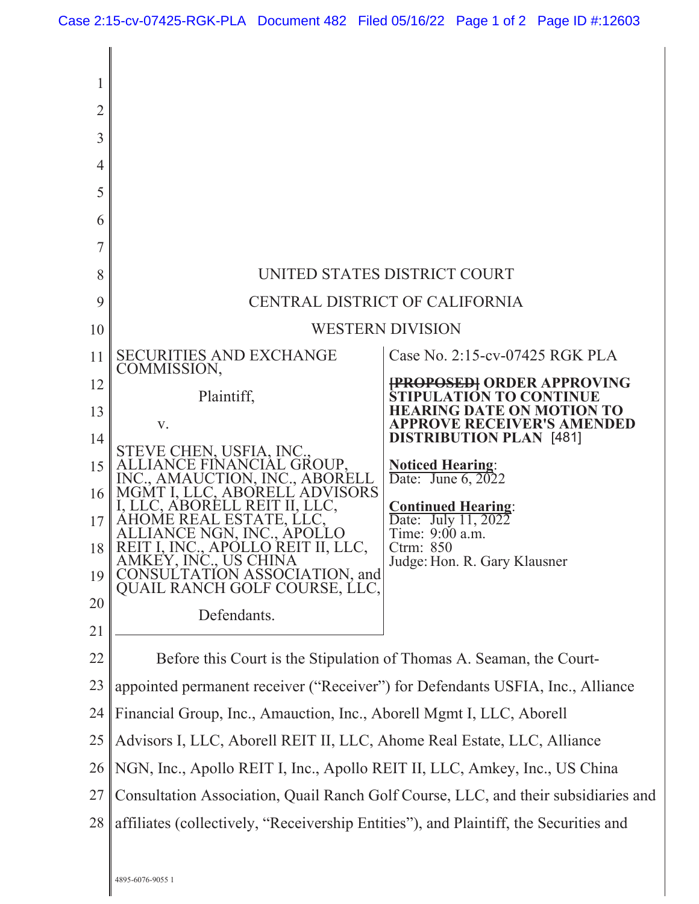UNITED STATES DISTRICT COURT

CENTRAL DISTRICT OF CALIFORNIA

WESTERN DIVISION

| | |
|---|---|
| SECURITIES AND EXCHANGE COMMISSION,<br><br>Plaintiff,<br><br>v.<br><br>STEVE CHEN, USFIA, INC., ALLIANCE FINANCIAL GROUP, INC., AMAUCTION, INC., ABORELL MGMT I, LLC, ABORELL ADVISORS I, LLC, ABORELL REIT II, LLC, AHOME REAL ESTATE, LLC, ALLIANCE NGN, INC., APOLLO REIT I, INC., APOLLO REIT II, LLC, AMKEY, INC., US CHINA CONSULTATION ASSOCIATION, and QUAIL RANCH GOLF COURSE, LLC,<br><br>Defendants. | Case No. 2:15-cv-07425 RGK PLA<br><br>~~[PROPOSED]~~ **ORDER APPROVING STIPULATION TO CONTINUE HEARING DATE ON MOTION TO APPROVE RECEIVER'S AMENDED DISTRIBUTION PLAN** [481]<br><br>**Noticed Hearing**:<br>Date: June 6, 2022<br><br>**Continued Hearing**:<br>Date: July 11, 2022<br>Time: 9:00 a.m.<br>Ctrm: 850<br>Judge: Hon. R. Gary Klausner |

Before this Court is the Stipulation of Thomas A. Seaman, the Court-appointed permanent receiver ("Receiver") for Defendants USFIA, Inc., Alliance Financial Group, Inc., Amauction, Inc., Aborell Mgmt I, LLC, Aborell Advisors I, LLC, Aborell REIT II, LLC, Ahome Real Estate, LLC, Alliance NGN, Inc., Apollo REIT I, Inc., Apollo REIT II, LLC, Amkey, Inc., US China Consultation Association, Quail Ranch Golf Course, LLC, and their subsidiaries and affiliates (collectively, "Receivership Entities"), and Plaintiff, the Securities and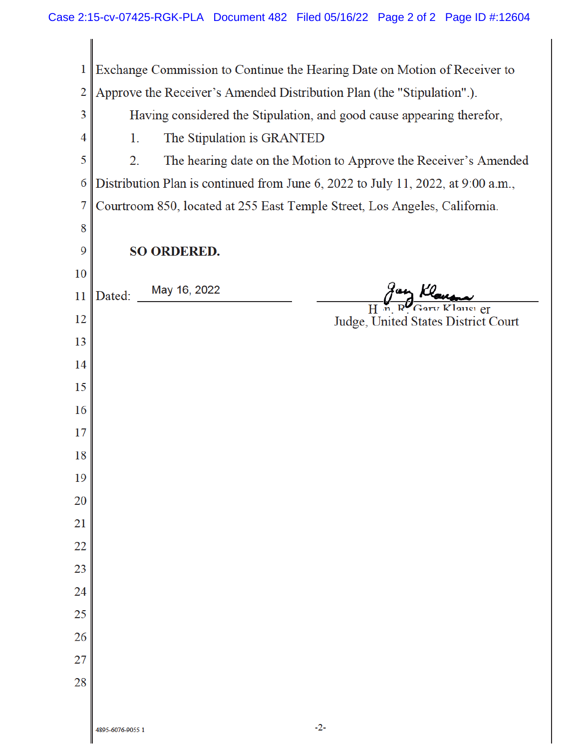Exchange Commission to Continue the Hearing Date on Motion of Receiver to Approve the Receiver's Amended Distribution Plan (the "Stipulation".).

Having considered the Stipulation, and good cause appearing therefor,

1. The Stipulation is GRANTED

2. The hearing date on the Motion to Approve the Receiver's Amended Distribution Plan is continued from June 6, 2022 to July 11, 2022, at 9:00 a.m., Courtroom 850, located at 255 East Temple Street, Los Angeles, California.

**SO ORDERED.**

Dated: May 16, 2022

Hon. R. Gary Klausner
Judge, United States District Court

4895-6076-9055 1